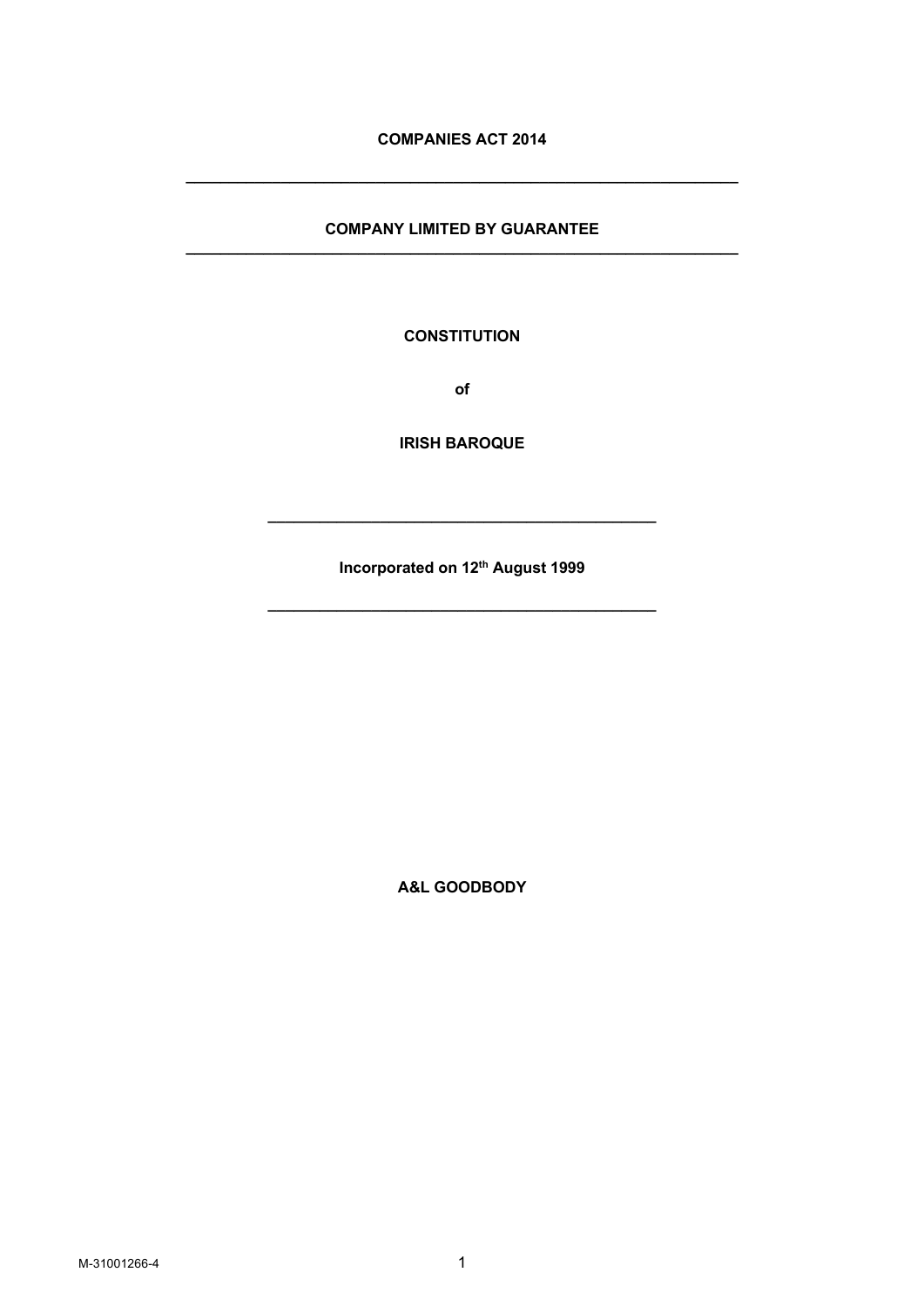**COMPANIES ACT 2014**

---

**COMPANY LIMITED BY GUARANTEE**

---

**CONSTITUTION**

**of**

**IRISH BAROQUE**

---

**Incorporated on 12th August 1999**

---

**A&L GOODBODY**

M-31001266-4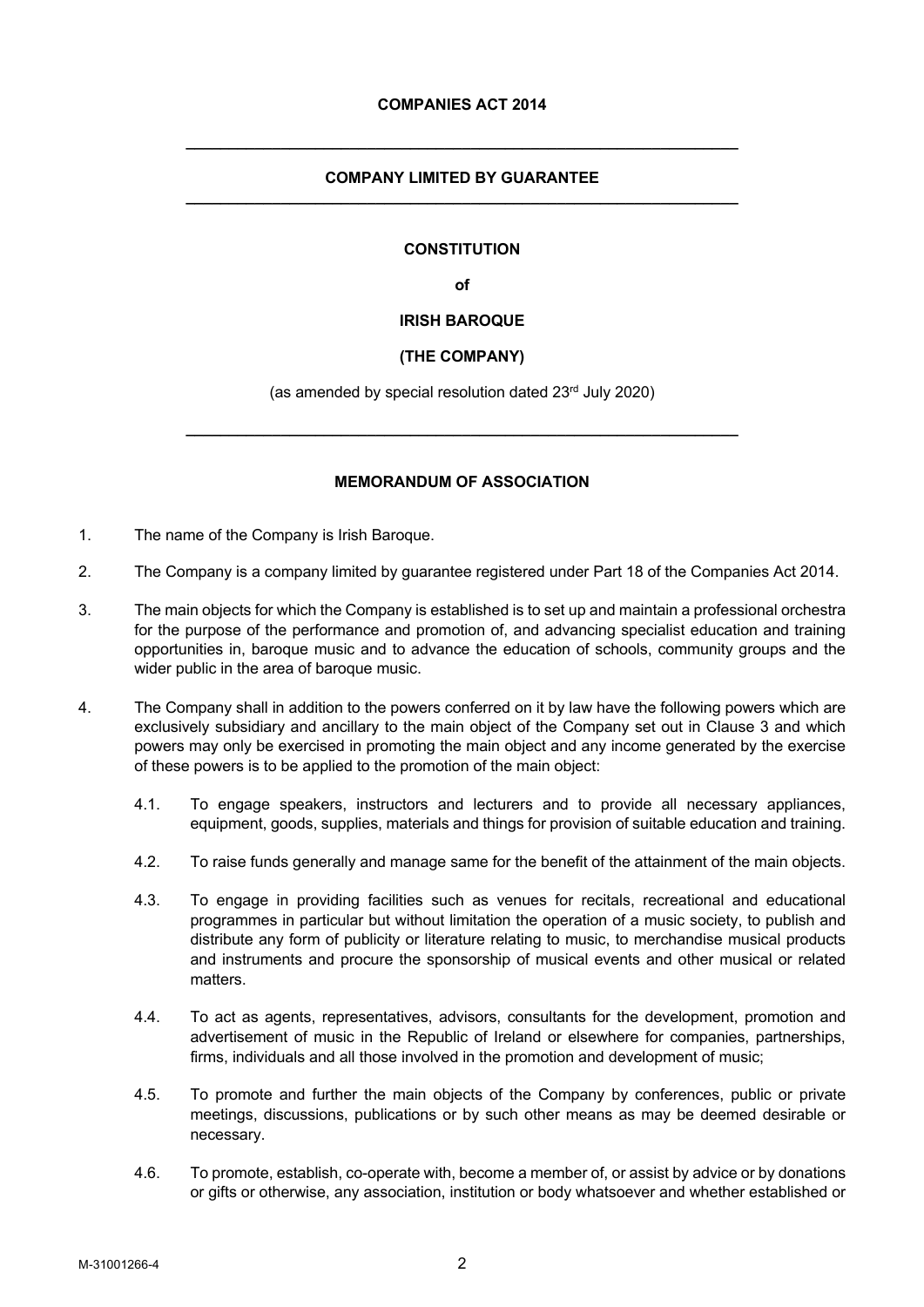**COMPANIES ACT 2014**

---

**COMPANY LIMITED BY GUARANTEE**

---

**CONSTITUTION**

**of**

**IRISH BAROQUE**

**(THE COMPANY)**

(as amended by special resolution dated 23rd July 2020)

---

## MEMORANDUM OF ASSOCIATION

1. The name of the Company is Irish Baroque.

2. The Company is a company limited by guarantee registered under Part 18 of the Companies Act 2014.

3. The main objects for which the Company is established is to set up and maintain a professional orchestra for the purpose of the performance and promotion of, and advancing specialist education and training opportunities in, baroque music and to advance the education of schools, community groups and the wider public in the area of baroque music.

4. The Company shall in addition to the powers conferred on it by law have the following powers which are exclusively subsidiary and ancillary to the main object of the Company set out in Clause 3 and which powers may only be exercised in promoting the main object and any income generated by the exercise of these powers is to be applied to the promotion of the main object:

   4.1. To engage speakers, instructors and lecturers and to provide all necessary appliances, equipment, goods, supplies, materials and things for provision of suitable education and training.

   4.2. To raise funds generally and manage same for the benefit of the attainment of the main objects.

   4.3. To engage in providing facilities such as venues for recitals, recreational and educational programmes in particular but without limitation the operation of a music society, to publish and distribute any form of publicity or literature relating to music, to merchandise musical products and instruments and procure the sponsorship of musical events and other musical or related matters.

   4.4. To act as agents, representatives, advisors, consultants for the development, promotion and advertisement of music in the Republic of Ireland or elsewhere for companies, partnerships, firms, individuals and all those involved in the promotion and development of music;

   4.5. To promote and further the main objects of the Company by conferences, public or private meetings, discussions, publications or by such other means as may be deemed desirable or necessary.

   4.6. To promote, establish, co-operate with, become a member of, or assist by advice or by donations or gifts or otherwise, any association, institution or body whatsoever and whether established or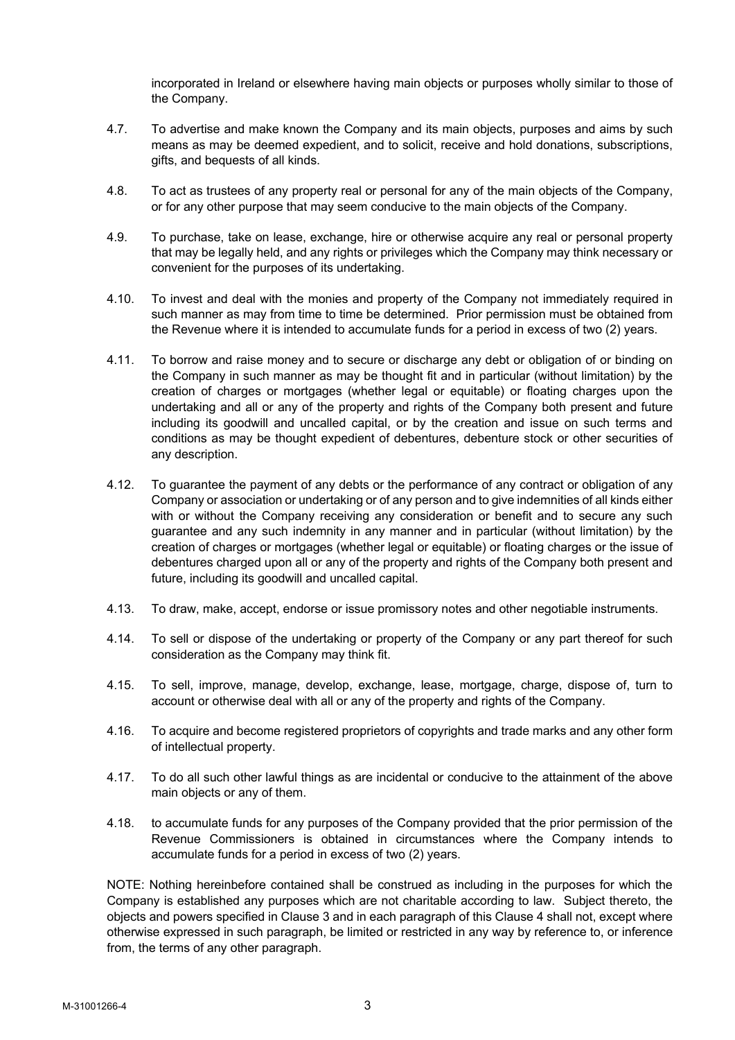incorporated in Ireland or elsewhere having main objects or purposes wholly similar to those of the Company.

4.7. To advertise and make known the Company and its main objects, purposes and aims by such means as may be deemed expedient, and to solicit, receive and hold donations, subscriptions, gifts, and bequests of all kinds.

4.8. To act as trustees of any property real or personal for any of the main objects of the Company, or for any other purpose that may seem conducive to the main objects of the Company.

4.9. To purchase, take on lease, exchange, hire or otherwise acquire any real or personal property that may be legally held, and any rights or privileges which the Company may think necessary or convenient for the purposes of its undertaking.

4.10. To invest and deal with the monies and property of the Company not immediately required in such manner as may from time to time be determined. Prior permission must be obtained from the Revenue where it is intended to accumulate funds for a period in excess of two (2) years.

4.11. To borrow and raise money and to secure or discharge any debt or obligation of or binding on the Company in such manner as may be thought fit and in particular (without limitation) by the creation of charges or mortgages (whether legal or equitable) or floating charges upon the undertaking and all or any of the property and rights of the Company both present and future including its goodwill and uncalled capital, or by the creation and issue on such terms and conditions as may be thought expedient of debentures, debenture stock or other securities of any description.

4.12. To guarantee the payment of any debts or the performance of any contract or obligation of any Company or association or undertaking or of any person and to give indemnities of all kinds either with or without the Company receiving any consideration or benefit and to secure any such guarantee and any such indemnity in any manner and in particular (without limitation) by the creation of charges or mortgages (whether legal or equitable) or floating charges or the issue of debentures charged upon all or any of the property and rights of the Company both present and future, including its goodwill and uncalled capital.

4.13. To draw, make, accept, endorse or issue promissory notes and other negotiable instruments.

4.14. To sell or dispose of the undertaking or property of the Company or any part thereof for such consideration as the Company may think fit.

4.15. To sell, improve, manage, develop, exchange, lease, mortgage, charge, dispose of, turn to account or otherwise deal with all or any of the property and rights of the Company.

4.16. To acquire and become registered proprietors of copyrights and trade marks and any other form of intellectual property.

4.17. To do all such other lawful things as are incidental or conducive to the attainment of the above main objects or any of them.

4.18. to accumulate funds for any purposes of the Company provided that the prior permission of the Revenue Commissioners is obtained in circumstances where the Company intends to accumulate funds for a period in excess of two (2) years.

NOTE: Nothing hereinbefore contained shall be construed as including in the purposes for which the Company is established any purposes which are not charitable according to law. Subject thereto, the objects and powers specified in Clause 3 and in each paragraph of this Clause 4 shall not, except where otherwise expressed in such paragraph, be limited or restricted in any way by reference to, or inference from, the terms of any other paragraph.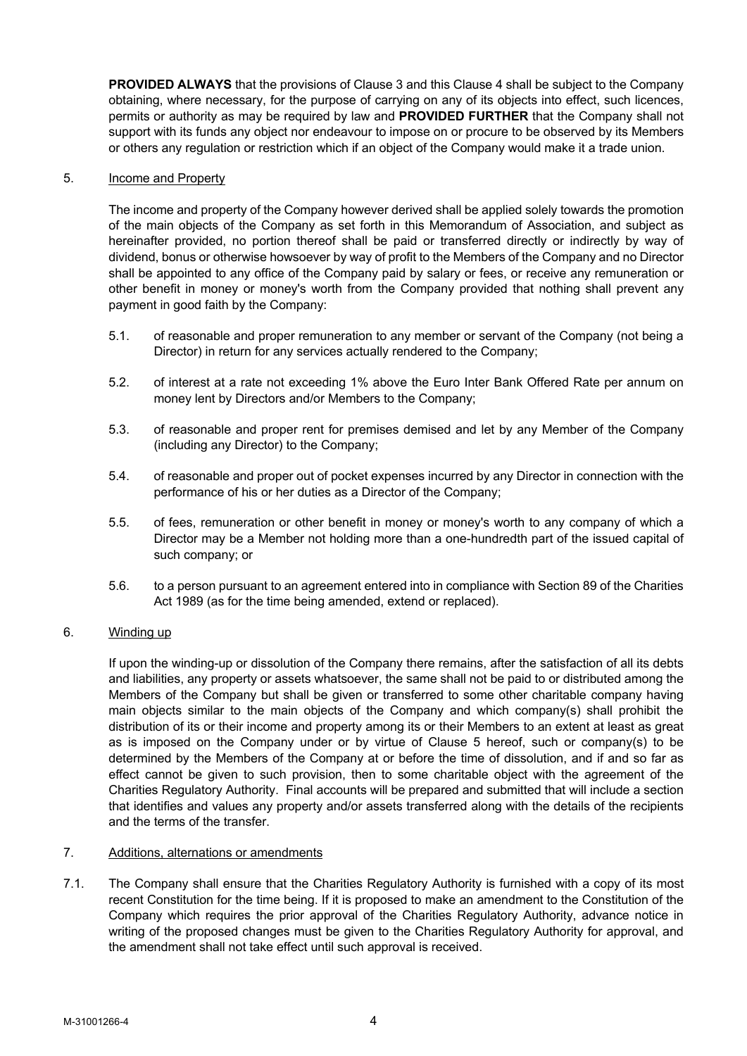**PROVIDED ALWAYS** that the provisions of Clause 3 and this Clause 4 shall be subject to the Company obtaining, where necessary, for the purpose of carrying on any of its objects into effect, such licences, permits or authority as may be required by law and **PROVIDED FURTHER** that the Company shall not support with its funds any object nor endeavour to impose on or procure to be observed by its Members or others any regulation or restriction which if an object of the Company would make it a trade union.

5. Income and Property

The income and property of the Company however derived shall be applied solely towards the promotion of the main objects of the Company as set forth in this Memorandum of Association, and subject as hereinafter provided, no portion thereof shall be paid or transferred directly or indirectly by way of dividend, bonus or otherwise howsoever by way of profit to the Members of the Company and no Director shall be appointed to any office of the Company paid by salary or fees, or receive any remuneration or other benefit in money or money's worth from the Company provided that nothing shall prevent any payment in good faith by the Company:

5.1. of reasonable and proper remuneration to any member or servant of the Company (not being a Director) in return for any services actually rendered to the Company;

5.2. of interest at a rate not exceeding 1% above the Euro Inter Bank Offered Rate per annum on money lent by Directors and/or Members to the Company;

5.3. of reasonable and proper rent for premises demised and let by any Member of the Company (including any Director) to the Company;

5.4. of reasonable and proper out of pocket expenses incurred by any Director in connection with the performance of his or her duties as a Director of the Company;

5.5. of fees, remuneration or other benefit in money or money's worth to any company of which a Director may be a Member not holding more than a one-hundredth part of the issued capital of such company; or

5.6. to a person pursuant to an agreement entered into in compliance with Section 89 of the Charities Act 1989 (as for the time being amended, extend or replaced).

6. Winding up

If upon the winding-up or dissolution of the Company there remains, after the satisfaction of all its debts and liabilities, any property or assets whatsoever, the same shall not be paid to or distributed among the Members of the Company but shall be given or transferred to some other charitable company having main objects similar to the main objects of the Company and which company(s) shall prohibit the distribution of its or their income and property among its or their Members to an extent at least as great as is imposed on the Company under or by virtue of Clause 5 hereof, such or company(s) to be determined by the Members of the Company at or before the time of dissolution, and if and so far as effect cannot be given to such provision, then to some charitable object with the agreement of the Charities Regulatory Authority. Final accounts will be prepared and submitted that will include a section that identifies and values any property and/or assets transferred along with the details of the recipients and the terms of the transfer.

7. Additions, alternations or amendments

7.1. The Company shall ensure that the Charities Regulatory Authority is furnished with a copy of its most recent Constitution for the time being. If it is proposed to make an amendment to the Constitution of the Company which requires the prior approval of the Charities Regulatory Authority, advance notice in writing of the proposed changes must be given to the Charities Regulatory Authority for approval, and the amendment shall not take effect until such approval is received.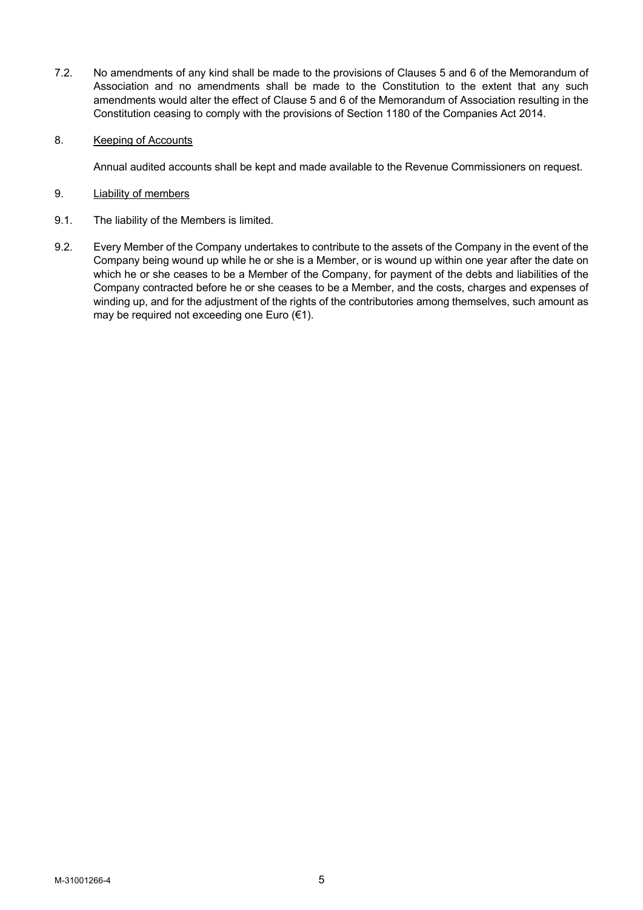7.2. No amendments of any kind shall be made to the provisions of Clauses 5 and 6 of the Memorandum of Association and no amendments shall be made to the Constitution to the extent that any such amendments would alter the effect of Clause 5 and 6 of the Memorandum of Association resulting in the Constitution ceasing to comply with the provisions of Section 1180 of the Companies Act 2014.

8. Keeping of Accounts

Annual audited accounts shall be kept and made available to the Revenue Commissioners on request.

9. Liability of members

9.1. The liability of the Members is limited.

9.2. Every Member of the Company undertakes to contribute to the assets of the Company in the event of the Company being wound up while he or she is a Member, or is wound up within one year after the date on which he or she ceases to be a Member of the Company, for payment of the debts and liabilities of the Company contracted before he or she ceases to be a Member, and the costs, charges and expenses of winding up, and for the adjustment of the rights of the contributories among themselves, such amount as may be required not exceeding one Euro (€1).

M-31001266-4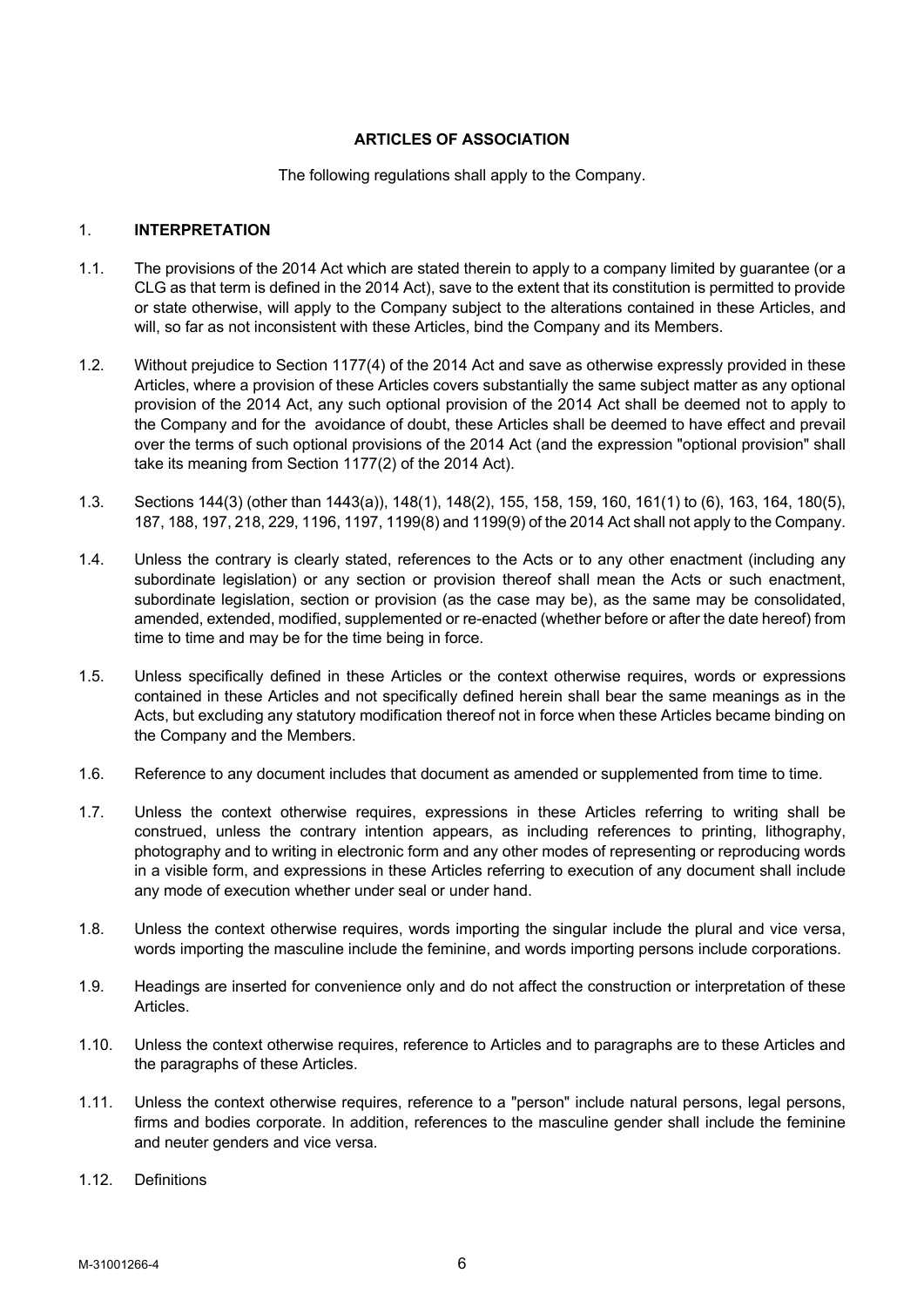# ARTICLES OF ASSOCIATION

The following regulations shall apply to the Company.

## 1. INTERPRETATION

1.1. The provisions of the 2014 Act which are stated therein to apply to a company limited by guarantee (or a CLG as that term is defined in the 2014 Act), save to the extent that its constitution is permitted to provide or state otherwise, will apply to the Company subject to the alterations contained in these Articles, and will, so far as not inconsistent with these Articles, bind the Company and its Members.

1.2. Without prejudice to Section 1177(4) of the 2014 Act and save as otherwise expressly provided in these Articles, where a provision of these Articles covers substantially the same subject matter as any optional provision of the 2014 Act, any such optional provision of the 2014 Act shall be deemed not to apply to the Company and for the avoidance of doubt, these Articles shall be deemed to have effect and prevail over the terms of such optional provisions of the 2014 Act (and the expression "optional provision" shall take its meaning from Section 1177(2) of the 2014 Act).

1.3. Sections 144(3) (other than 1443(a)), 148(1), 148(2), 155, 158, 159, 160, 161(1) to (6), 163, 164, 180(5), 187, 188, 197, 218, 229, 1196, 1197, 1199(8) and 1199(9) of the 2014 Act shall not apply to the Company.

1.4. Unless the contrary is clearly stated, references to the Acts or to any other enactment (including any subordinate legislation) or any section or provision thereof shall mean the Acts or such enactment, subordinate legislation, section or provision (as the case may be), as the same may be consolidated, amended, extended, modified, supplemented or re-enacted (whether before or after the date hereof) from time to time and may be for the time being in force.

1.5. Unless specifically defined in these Articles or the context otherwise requires, words or expressions contained in these Articles and not specifically defined herein shall bear the same meanings as in the Acts, but excluding any statutory modification thereof not in force when these Articles became binding on the Company and the Members.

1.6. Reference to any document includes that document as amended or supplemented from time to time.

1.7. Unless the context otherwise requires, expressions in these Articles referring to writing shall be construed, unless the contrary intention appears, as including references to printing, lithography, photography and to writing in electronic form and any other modes of representing or reproducing words in a visible form, and expressions in these Articles referring to execution of any document shall include any mode of execution whether under seal or under hand.

1.8. Unless the context otherwise requires, words importing the singular include the plural and vice versa, words importing the masculine include the feminine, and words importing persons include corporations.

1.9. Headings are inserted for convenience only and do not affect the construction or interpretation of these Articles.

1.10. Unless the context otherwise requires, reference to Articles and to paragraphs are to these Articles and the paragraphs of these Articles.

1.11. Unless the context otherwise requires, reference to a "person" include natural persons, legal persons, firms and bodies corporate. In addition, references to the masculine gender shall include the feminine and neuter genders and vice versa.

1.12. Definitions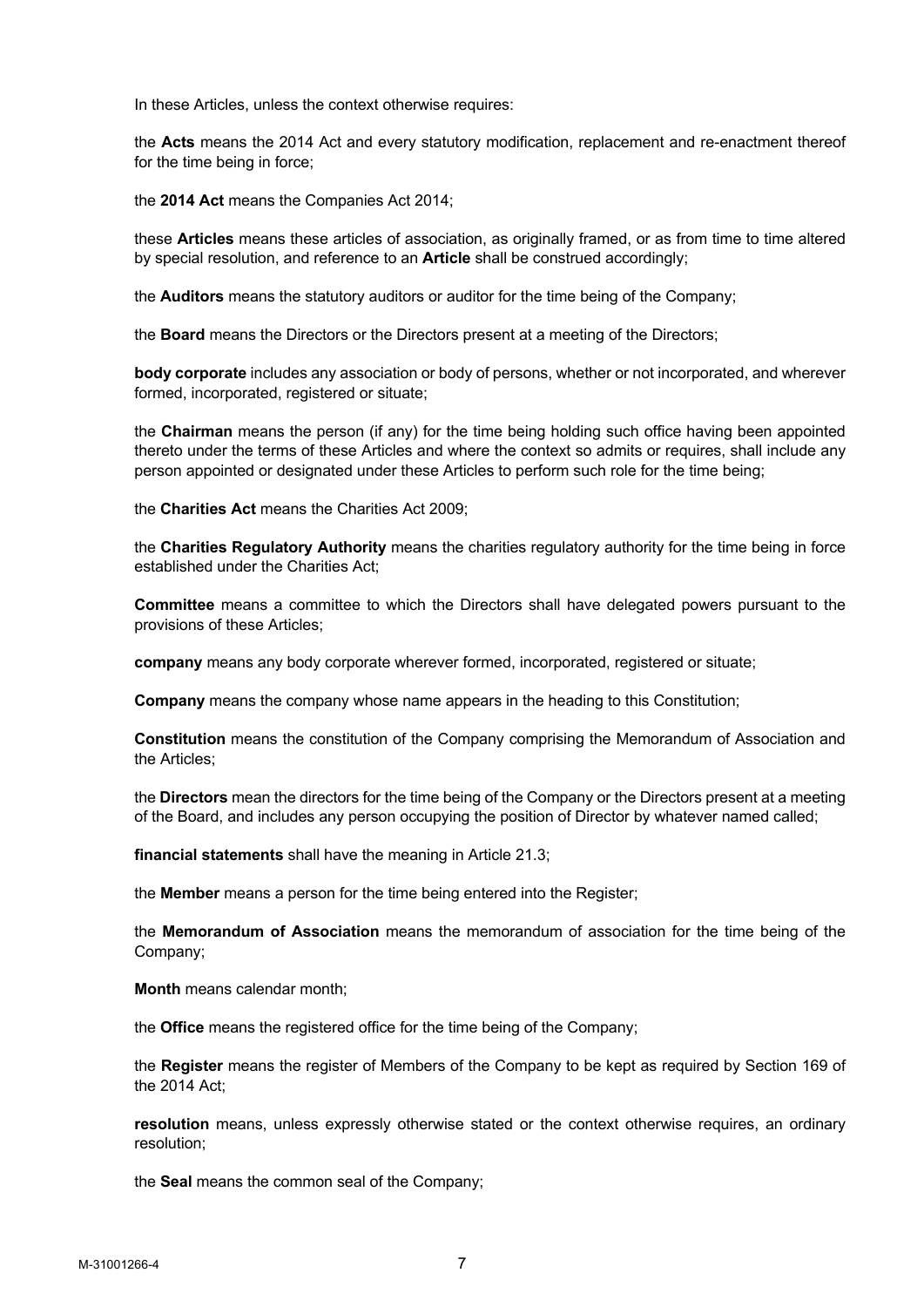In these Articles, unless the context otherwise requires:

the **Acts** means the 2014 Act and every statutory modification, replacement and re-enactment thereof for the time being in force;

the **2014 Act** means the Companies Act 2014;

these **Articles** means these articles of association, as originally framed, or as from time to time altered by special resolution, and reference to an **Article** shall be construed accordingly;

the **Auditors** means the statutory auditors or auditor for the time being of the Company;

the **Board** means the Directors or the Directors present at a meeting of the Directors;

**body corporate** includes any association or body of persons, whether or not incorporated, and wherever formed, incorporated, registered or situate;

the **Chairman** means the person (if any) for the time being holding such office having been appointed thereto under the terms of these Articles and where the context so admits or requires, shall include any person appointed or designated under these Articles to perform such role for the time being;

the **Charities Act** means the Charities Act 2009;

the **Charities Regulatory Authority** means the charities regulatory authority for the time being in force established under the Charities Act;

**Committee** means a committee to which the Directors shall have delegated powers pursuant to the provisions of these Articles;

**company** means any body corporate wherever formed, incorporated, registered or situate;

**Company** means the company whose name appears in the heading to this Constitution;

**Constitution** means the constitution of the Company comprising the Memorandum of Association and the Articles;

the **Directors** mean the directors for the time being of the Company or the Directors present at a meeting of the Board, and includes any person occupying the position of Director by whatever named called;

**financial statements** shall have the meaning in Article 21.3;

the **Member** means a person for the time being entered into the Register;

the **Memorandum of Association** means the memorandum of association for the time being of the Company;

**Month** means calendar month;

the **Office** means the registered office for the time being of the Company;

the **Register** means the register of Members of the Company to be kept as required by Section 169 of the 2014 Act;

**resolution** means, unless expressly otherwise stated or the context otherwise requires, an ordinary resolution;

the **Seal** means the common seal of the Company;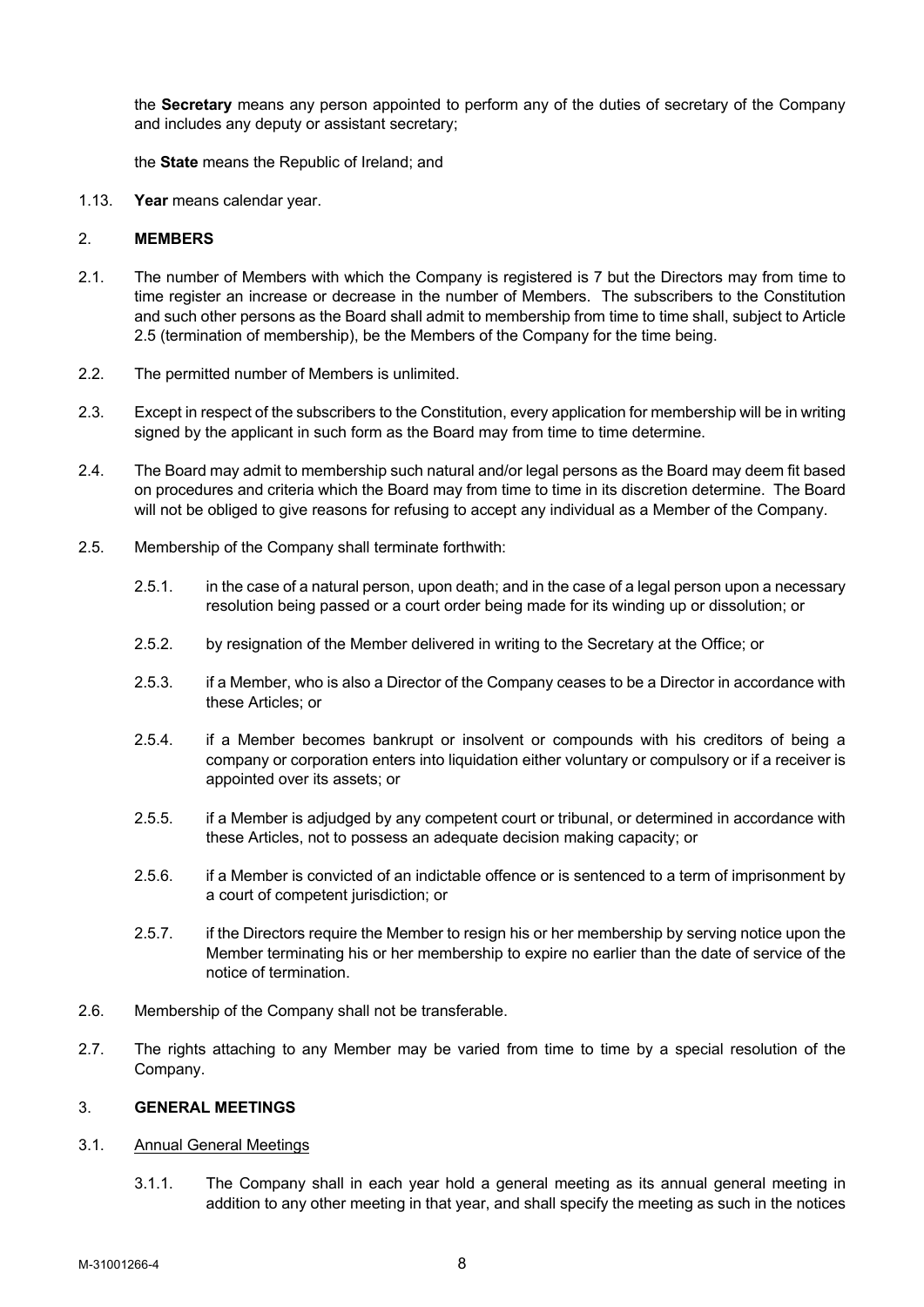the **Secretary** means any person appointed to perform any of the duties of secretary of the Company and includes any deputy or assistant secretary;

the **State** means the Republic of Ireland; and

1.13. **Year** means calendar year.

## 2. MEMBERS

2.1. The number of Members with which the Company is registered is 7 but the Directors may from time to time register an increase or decrease in the number of Members. The subscribers to the Constitution and such other persons as the Board shall admit to membership from time to time shall, subject to Article 2.5 (termination of membership), be the Members of the Company for the time being.

2.2. The permitted number of Members is unlimited.

2.3. Except in respect of the subscribers to the Constitution, every application for membership will be in writing signed by the applicant in such form as the Board may from time to time determine.

2.4. The Board may admit to membership such natural and/or legal persons as the Board may deem fit based on procedures and criteria which the Board may from time to time in its discretion determine. The Board will not be obliged to give reasons for refusing to accept any individual as a Member of the Company.

2.5. Membership of the Company shall terminate forthwith:

2.5.1. in the case of a natural person, upon death; and in the case of a legal person upon a necessary resolution being passed or a court order being made for its winding up or dissolution; or

2.5.2. by resignation of the Member delivered in writing to the Secretary at the Office; or

2.5.3. if a Member, who is also a Director of the Company ceases to be a Director in accordance with these Articles; or

2.5.4. if a Member becomes bankrupt or insolvent or compounds with his creditors of being a company or corporation enters into liquidation either voluntary or compulsory or if a receiver is appointed over its assets; or

2.5.5. if a Member is adjudged by any competent court or tribunal, or determined in accordance with these Articles, not to possess an adequate decision making capacity; or

2.5.6. if a Member is convicted of an indictable offence or is sentenced to a term of imprisonment by a court of competent jurisdiction; or

2.5.7. if the Directors require the Member to resign his or her membership by serving notice upon the Member terminating his or her membership to expire no earlier than the date of service of the notice of termination.

2.6. Membership of the Company shall not be transferable.

2.7. The rights attaching to any Member may be varied from time to time by a special resolution of the Company.

## 3. GENERAL MEETINGS

3.1. Annual General Meetings

3.1.1. The Company shall in each year hold a general meeting as its annual general meeting in addition to any other meeting in that year, and shall specify the meeting as such in the notices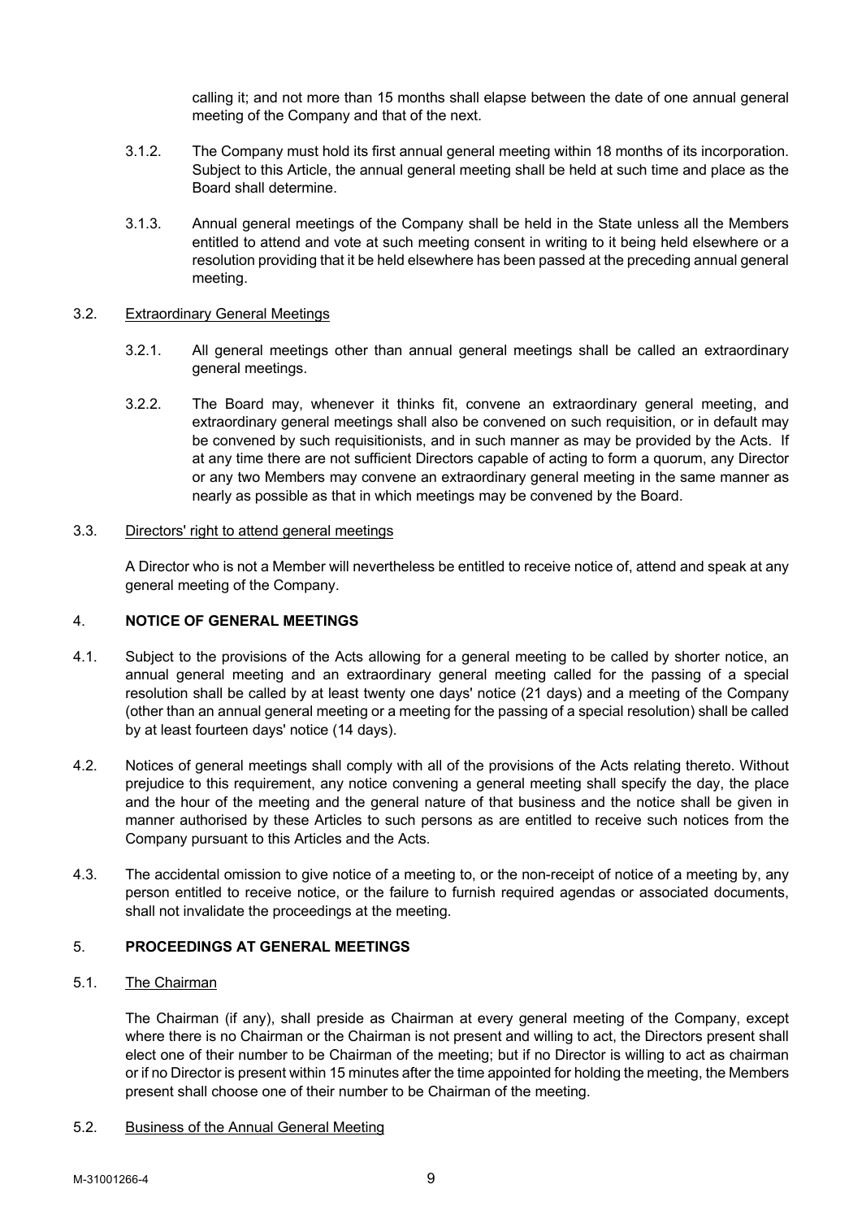calling it; and not more than 15 months shall elapse between the date of one annual general meeting of the Company and that of the next.

3.1.2. The Company must hold its first annual general meeting within 18 months of its incorporation. Subject to this Article, the annual general meeting shall be held at such time and place as the Board shall determine.

3.1.3. Annual general meetings of the Company shall be held in the State unless all the Members entitled to attend and vote at such meeting consent in writing to it being held elsewhere or a resolution providing that it be held elsewhere has been passed at the preceding annual general meeting.

3.2. Extraordinary General Meetings

3.2.1. All general meetings other than annual general meetings shall be called an extraordinary general meetings.

3.2.2. The Board may, whenever it thinks fit, convene an extraordinary general meeting, and extraordinary general meetings shall also be convened on such requisition, or in default may be convened by such requisitionists, and in such manner as may be provided by the Acts. If at any time there are not sufficient Directors capable of acting to form a quorum, any Director or any two Members may convene an extraordinary general meeting in the same manner as nearly as possible as that in which meetings may be convened by the Board.

3.3. Directors' right to attend general meetings

A Director who is not a Member will nevertheless be entitled to receive notice of, attend and speak at any general meeting of the Company.

## 4. NOTICE OF GENERAL MEETINGS

4.1. Subject to the provisions of the Acts allowing for a general meeting to be called by shorter notice, an annual general meeting and an extraordinary general meeting called for the passing of a special resolution shall be called by at least twenty one days' notice (21 days) and a meeting of the Company (other than an annual general meeting or a meeting for the passing of a special resolution) shall be called by at least fourteen days' notice (14 days).

4.2. Notices of general meetings shall comply with all of the provisions of the Acts relating thereto. Without prejudice to this requirement, any notice convening a general meeting shall specify the day, the place and the hour of the meeting and the general nature of that business and the notice shall be given in manner authorised by these Articles to such persons as are entitled to receive such notices from the Company pursuant to this Articles and the Acts.

4.3. The accidental omission to give notice of a meeting to, or the non-receipt of notice of a meeting by, any person entitled to receive notice, or the failure to furnish required agendas or associated documents, shall not invalidate the proceedings at the meeting.

## 5. PROCEEDINGS AT GENERAL MEETINGS

5.1. The Chairman

The Chairman (if any), shall preside as Chairman at every general meeting of the Company, except where there is no Chairman or the Chairman is not present and willing to act, the Directors present shall elect one of their number to be Chairman of the meeting; but if no Director is willing to act as chairman or if no Director is present within 15 minutes after the time appointed for holding the meeting, the Members present shall choose one of their number to be Chairman of the meeting.

5.2. Business of the Annual General Meeting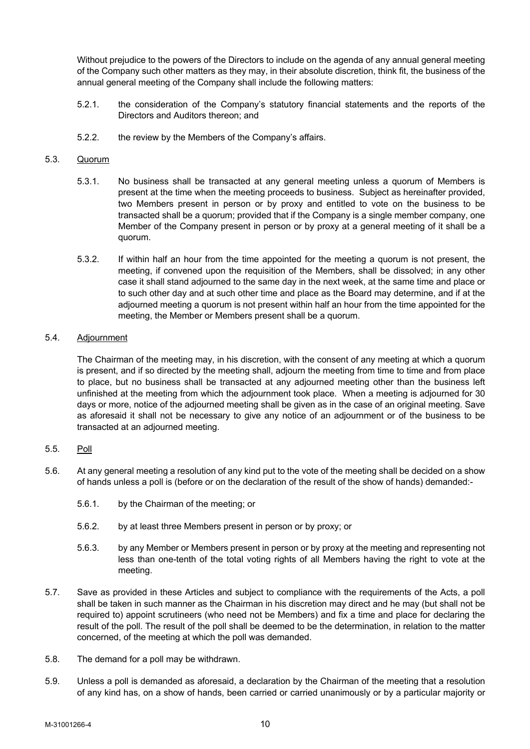Without prejudice to the powers of the Directors to include on the agenda of any annual general meeting of the Company such other matters as they may, in their absolute discretion, think fit, the business of the annual general meeting of the Company shall include the following matters:

5.2.1. the consideration of the Company's statutory financial statements and the reports of the Directors and Auditors thereon; and

5.2.2. the review by the Members of the Company's affairs.

5.3. <u>Quorum</u>

5.3.1. No business shall be transacted at any general meeting unless a quorum of Members is present at the time when the meeting proceeds to business. Subject as hereinafter provided, two Members present in person or by proxy and entitled to vote on the business to be transacted shall be a quorum; provided that if the Company is a single member company, one Member of the Company present in person or by proxy at a general meeting of it shall be a quorum.

5.3.2. If within half an hour from the time appointed for the meeting a quorum is not present, the meeting, if convened upon the requisition of the Members, shall be dissolved; in any other case it shall stand adjourned to the same day in the next week, at the same time and place or to such other day and at such other time and place as the Board may determine, and if at the adjourned meeting a quorum is not present within half an hour from the time appointed for the meeting, the Member or Members present shall be a quorum.

5.4. <u>Adjournment</u>

The Chairman of the meeting may, in his discretion, with the consent of any meeting at which a quorum is present, and if so directed by the meeting shall, adjourn the meeting from time to time and from place to place, but no business shall be transacted at any adjourned meeting other than the business left unfinished at the meeting from which the adjournment took place. When a meeting is adjourned for 30 days or more, notice of the adjourned meeting shall be given as in the case of an original meeting. Save as aforesaid it shall not be necessary to give any notice of an adjournment or of the business to be transacted at an adjourned meeting.

5.5. <u>Poll</u>

5.6. At any general meeting a resolution of any kind put to the vote of the meeting shall be decided on a show of hands unless a poll is (before or on the declaration of the result of the show of hands) demanded:-

5.6.1. by the Chairman of the meeting; or

5.6.2. by at least three Members present in person or by proxy; or

5.6.3. by any Member or Members present in person or by proxy at the meeting and representing not less than one-tenth of the total voting rights of all Members having the right to vote at the meeting.

5.7. Save as provided in these Articles and subject to compliance with the requirements of the Acts, a poll shall be taken in such manner as the Chairman in his discretion may direct and he may (but shall not be required to) appoint scrutineers (who need not be Members) and fix a time and place for declaring the result of the poll. The result of the poll shall be deemed to be the determination, in relation to the matter concerned, of the meeting at which the poll was demanded.

5.8. The demand for a poll may be withdrawn.

5.9. Unless a poll is demanded as aforesaid, a declaration by the Chairman of the meeting that a resolution of any kind has, on a show of hands, been carried or carried unanimously or by a particular majority or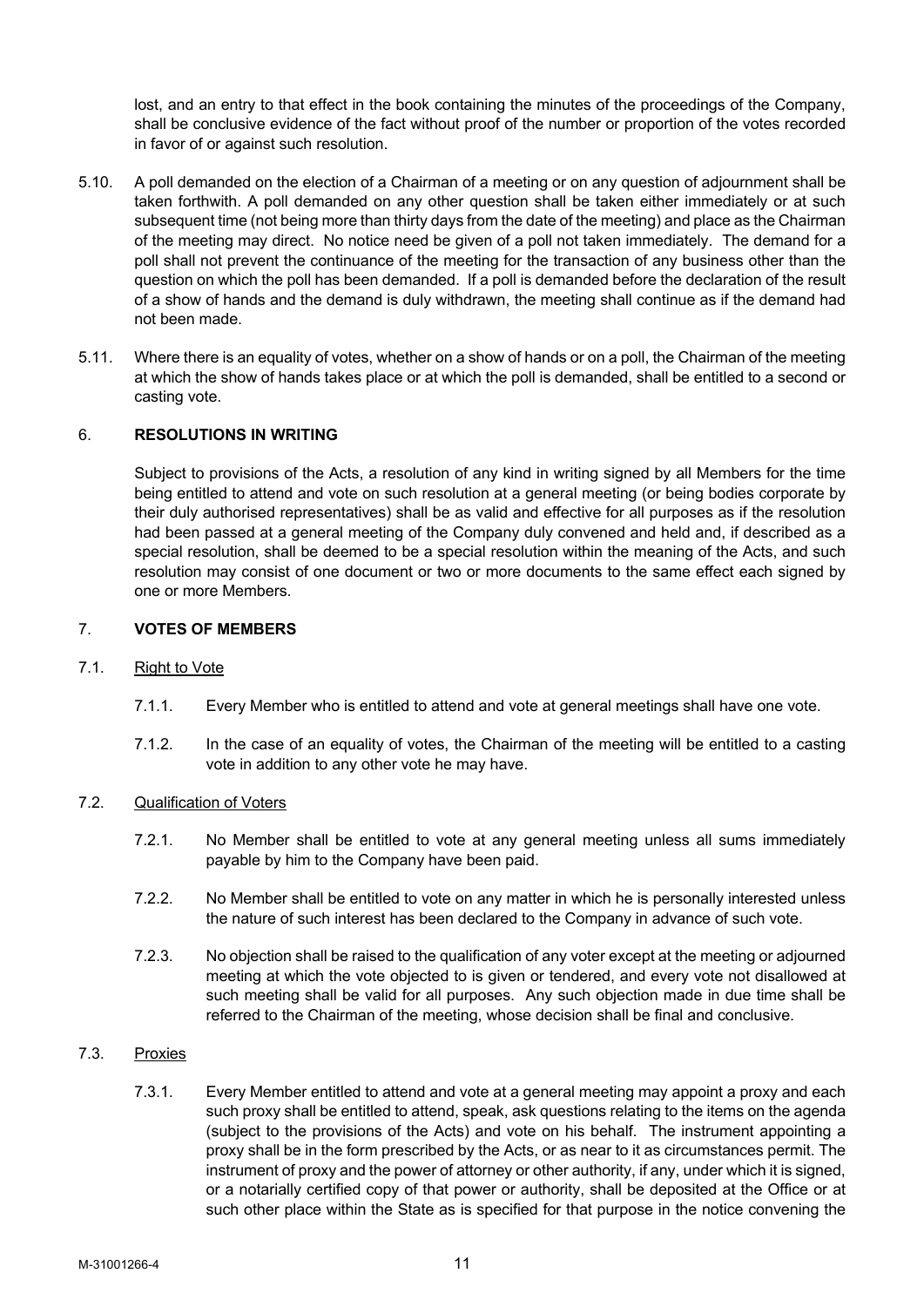lost, and an entry to that effect in the book containing the minutes of the proceedings of the Company, shall be conclusive evidence of the fact without proof of the number or proportion of the votes recorded in favor of or against such resolution.

5.10. A poll demanded on the election of a Chairman of a meeting or on any question of adjournment shall be taken forthwith. A poll demanded on any other question shall be taken either immediately or at such subsequent time (not being more than thirty days from the date of the meeting) and place as the Chairman of the meeting may direct. No notice need be given of a poll not taken immediately. The demand for a poll shall not prevent the continuance of the meeting for the transaction of any business other than the question on which the poll has been demanded. If a poll is demanded before the declaration of the result of a show of hands and the demand is duly withdrawn, the meeting shall continue as if the demand had not been made.

5.11. Where there is an equality of votes, whether on a show of hands or on a poll, the Chairman of the meeting at which the show of hands takes place or at which the poll is demanded, shall be entitled to a second or casting vote.

## 6. RESOLUTIONS IN WRITING

Subject to provisions of the Acts, a resolution of any kind in writing signed by all Members for the time being entitled to attend and vote on such resolution at a general meeting (or being bodies corporate by their duly authorised representatives) shall be as valid and effective for all purposes as if the resolution had been passed at a general meeting of the Company duly convened and held and, if described as a special resolution, shall be deemed to be a special resolution within the meaning of the Acts, and such resolution may consist of one document or two or more documents to the same effect each signed by one or more Members.

## 7. VOTES OF MEMBERS

7.1. Right to Vote

7.1.1. Every Member who is entitled to attend and vote at general meetings shall have one vote.

7.1.2. In the case of an equality of votes, the Chairman of the meeting will be entitled to a casting vote in addition to any other vote he may have.

7.2. Qualification of Voters

7.2.1. No Member shall be entitled to vote at any general meeting unless all sums immediately payable by him to the Company have been paid.

7.2.2. No Member shall be entitled to vote on any matter in which he is personally interested unless the nature of such interest has been declared to the Company in advance of such vote.

7.2.3. No objection shall be raised to the qualification of any voter except at the meeting or adjourned meeting at which the vote objected to is given or tendered, and every vote not disallowed at such meeting shall be valid for all purposes. Any such objection made in due time shall be referred to the Chairman of the meeting, whose decision shall be final and conclusive.

7.3. Proxies

7.3.1. Every Member entitled to attend and vote at a general meeting may appoint a proxy and each such proxy shall be entitled to attend, speak, ask questions relating to the items on the agenda (subject to the provisions of the Acts) and vote on his behalf. The instrument appointing a proxy shall be in the form prescribed by the Acts, or as near to it as circumstances permit. The instrument of proxy and the power of attorney or other authority, if any, under which it is signed, or a notarially certified copy of that power or authority, shall be deposited at the Office or at such other place within the State as is specified for that purpose in the notice convening the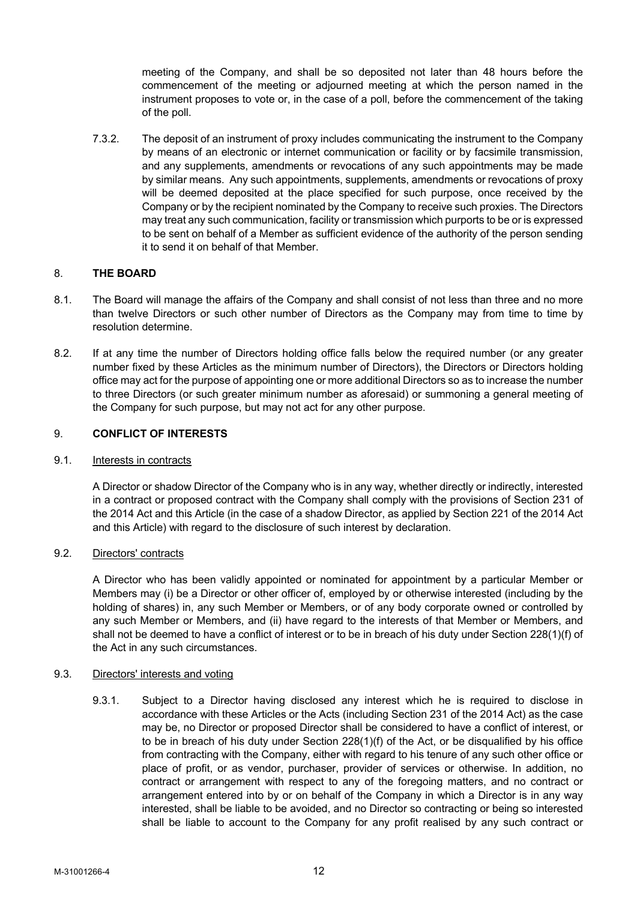meeting of the Company, and shall be so deposited not later than 48 hours before the commencement of the meeting or adjourned meeting at which the person named in the instrument proposes to vote or, in the case of a poll, before the commencement of the taking of the poll.

7.3.2. The deposit of an instrument of proxy includes communicating the instrument to the Company by means of an electronic or internet communication or facility or by facsimile transmission, and any supplements, amendments or revocations of any such appointments may be made by similar means. Any such appointments, supplements, amendments or revocations of proxy will be deemed deposited at the place specified for such purpose, once received by the Company or by the recipient nominated by the Company to receive such proxies. The Directors may treat any such communication, facility or transmission which purports to be or is expressed to be sent on behalf of a Member as sufficient evidence of the authority of the person sending it to send it on behalf of that Member.

## 8. THE BOARD

8.1. The Board will manage the affairs of the Company and shall consist of not less than three and no more than twelve Directors or such other number of Directors as the Company may from time to time by resolution determine.

8.2. If at any time the number of Directors holding office falls below the required number (or any greater number fixed by these Articles as the minimum number of Directors), the Directors or Directors holding office may act for the purpose of appointing one or more additional Directors so as to increase the number to three Directors (or such greater minimum number as aforesaid) or summoning a general meeting of the Company for such purpose, but may not act for any other purpose.

## 9. CONFLICT OF INTERESTS

### 9.1. Interests in contracts

A Director or shadow Director of the Company who is in any way, whether directly or indirectly, interested in a contract or proposed contract with the Company shall comply with the provisions of Section 231 of the 2014 Act and this Article (in the case of a shadow Director, as applied by Section 221 of the 2014 Act and this Article) with regard to the disclosure of such interest by declaration.

### 9.2. Directors' contracts

A Director who has been validly appointed or nominated for appointment by a particular Member or Members may (i) be a Director or other officer of, employed by or otherwise interested (including by the holding of shares) in, any such Member or Members, or of any body corporate owned or controlled by any such Member or Members, and (ii) have regard to the interests of that Member or Members, and shall not be deemed to have a conflict of interest or to be in breach of his duty under Section 228(1)(f) of the Act in any such circumstances.

### 9.3. Directors' interests and voting

9.3.1. Subject to a Director having disclosed any interest which he is required to disclose in accordance with these Articles or the Acts (including Section 231 of the 2014 Act) as the case may be, no Director or proposed Director shall be considered to have a conflict of interest, or to be in breach of his duty under Section 228(1)(f) of the Act, or be disqualified by his office from contracting with the Company, either with regard to his tenure of any such other office or place of profit, or as vendor, purchaser, provider of services or otherwise. In addition, no contract or arrangement with respect to any of the foregoing matters, and no contract or arrangement entered into by or on behalf of the Company in which a Director is in any way interested, shall be liable to be avoided, and no Director so contracting or being so interested shall be liable to account to the Company for any profit realised by any such contract or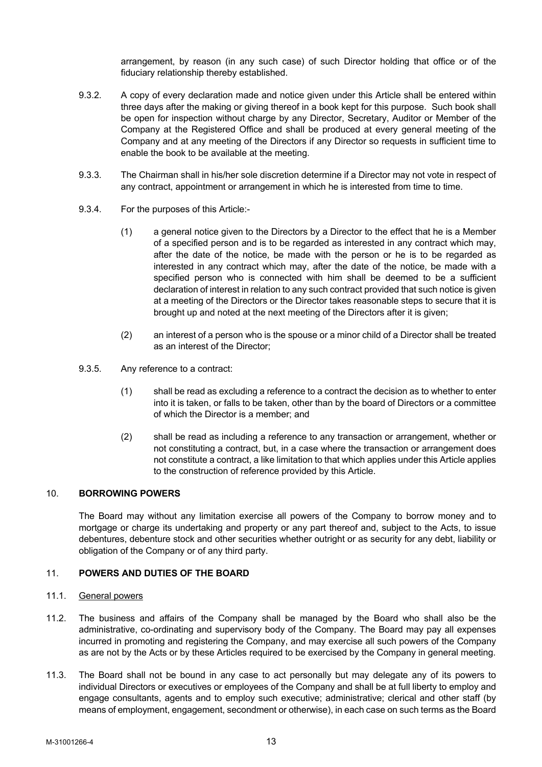arrangement, by reason (in any such case) of such Director holding that office or of the fiduciary relationship thereby established.

9.3.2. A copy of every declaration made and notice given under this Article shall be entered within three days after the making or giving thereof in a book kept for this purpose. Such book shall be open for inspection without charge by any Director, Secretary, Auditor or Member of the Company at the Registered Office and shall be produced at every general meeting of the Company and at any meeting of the Directors if any Director so requests in sufficient time to enable the book to be available at the meeting.

9.3.3. The Chairman shall in his/her sole discretion determine if a Director may not vote in respect of any contract, appointment or arrangement in which he is interested from time to time.

9.3.4. For the purposes of this Article:-

(1) a general notice given to the Directors by a Director to the effect that he is a Member of a specified person and is to be regarded as interested in any contract which may, after the date of the notice, be made with the person or he is to be regarded as interested in any contract which may, after the date of the notice, be made with a specified person who is connected with him shall be deemed to be a sufficient declaration of interest in relation to any such contract provided that such notice is given at a meeting of the Directors or the Director takes reasonable steps to secure that it is brought up and noted at the next meeting of the Directors after it is given;

(2) an interest of a person who is the spouse or a minor child of a Director shall be treated as an interest of the Director;

9.3.5. Any reference to a contract:

(1) shall be read as excluding a reference to a contract the decision as to whether to enter into it is taken, or falls to be taken, other than by the board of Directors or a committee of which the Director is a member; and

(2) shall be read as including a reference to any transaction or arrangement, whether or not constituting a contract, but, in a case where the transaction or arrangement does not constitute a contract, a like limitation to that which applies under this Article applies to the construction of reference provided by this Article.

## 10. BORROWING POWERS

The Board may without any limitation exercise all powers of the Company to borrow money and to mortgage or charge its undertaking and property or any part thereof and, subject to the Acts, to issue debentures, debenture stock and other securities whether outright or as security for any debt, liability or obligation of the Company or of any third party.

## 11. POWERS AND DUTIES OF THE BOARD

11.1. <u>General powers</u>

11.2. The business and affairs of the Company shall be managed by the Board who shall also be the administrative, co-ordinating and supervisory body of the Company. The Board may pay all expenses incurred in promoting and registering the Company, and may exercise all such powers of the Company as are not by the Acts or by these Articles required to be exercised by the Company in general meeting.

11.3. The Board shall not be bound in any case to act personally but may delegate any of its powers to individual Directors or executives or employees of the Company and shall be at full liberty to employ and engage consultants, agents and to employ such executive; administrative; clerical and other staff (by means of employment, engagement, secondment or otherwise), in each case on such terms as the Board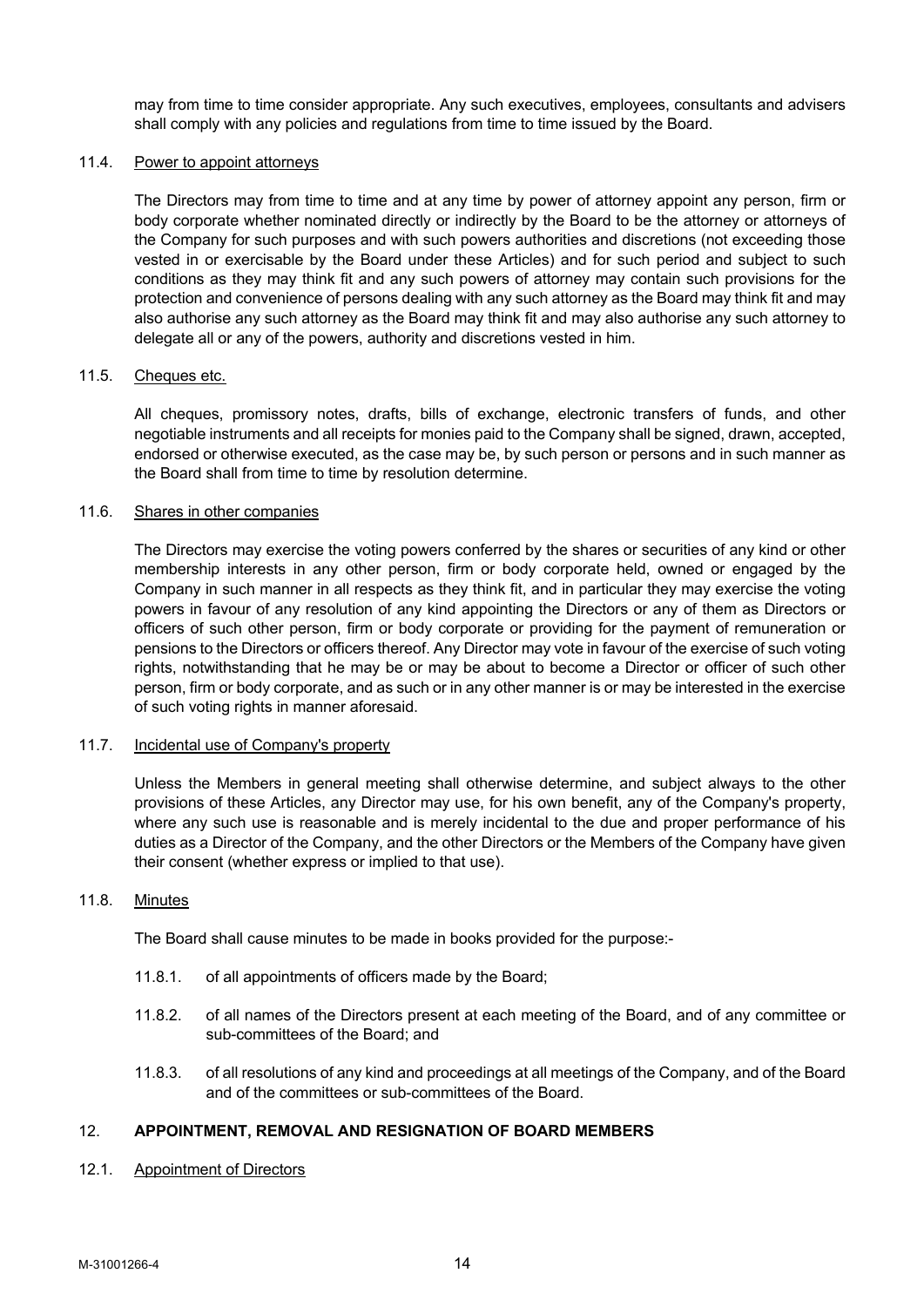may from time to time consider appropriate. Any such executives, employees, consultants and advisers shall comply with any policies and regulations from time to time issued by the Board.

11.4. Power to appoint attorneys

The Directors may from time to time and at any time by power of attorney appoint any person, firm or body corporate whether nominated directly or indirectly by the Board to be the attorney or attorneys of the Company for such purposes and with such powers authorities and discretions (not exceeding those vested in or exercisable by the Board under these Articles) and for such period and subject to such conditions as they may think fit and any such powers of attorney may contain such provisions for the protection and convenience of persons dealing with any such attorney as the Board may think fit and may also authorise any such attorney as the Board may think fit and may also authorise any such attorney to delegate all or any of the powers, authority and discretions vested in him.

11.5. Cheques etc.

All cheques, promissory notes, drafts, bills of exchange, electronic transfers of funds, and other negotiable instruments and all receipts for monies paid to the Company shall be signed, drawn, accepted, endorsed or otherwise executed, as the case may be, by such person or persons and in such manner as the Board shall from time to time by resolution determine.

11.6. Shares in other companies

The Directors may exercise the voting powers conferred by the shares or securities of any kind or other membership interests in any other person, firm or body corporate held, owned or engaged by the Company in such manner in all respects as they think fit, and in particular they may exercise the voting powers in favour of any resolution of any kind appointing the Directors or any of them as Directors or officers of such other person, firm or body corporate or providing for the payment of remuneration or pensions to the Directors or officers thereof. Any Director may vote in favour of the exercise of such voting rights, notwithstanding that he may be or may be about to become a Director or officer of such other person, firm or body corporate, and as such or in any other manner is or may be interested in the exercise of such voting rights in manner aforesaid.

11.7. Incidental use of Company's property

Unless the Members in general meeting shall otherwise determine, and subject always to the other provisions of these Articles, any Director may use, for his own benefit, any of the Company's property, where any such use is reasonable and is merely incidental to the due and proper performance of his duties as a Director of the Company, and the other Directors or the Members of the Company have given their consent (whether express or implied to that use).

11.8. Minutes

The Board shall cause minutes to be made in books provided for the purpose:-

11.8.1. of all appointments of officers made by the Board;

11.8.2. of all names of the Directors present at each meeting of the Board, and of any committee or sub-committees of the Board; and

11.8.3. of all resolutions of any kind and proceedings at all meetings of the Company, and of the Board and of the committees or sub-committees of the Board.

## 12. APPOINTMENT, REMOVAL AND RESIGNATION OF BOARD MEMBERS

12.1. Appointment of Directors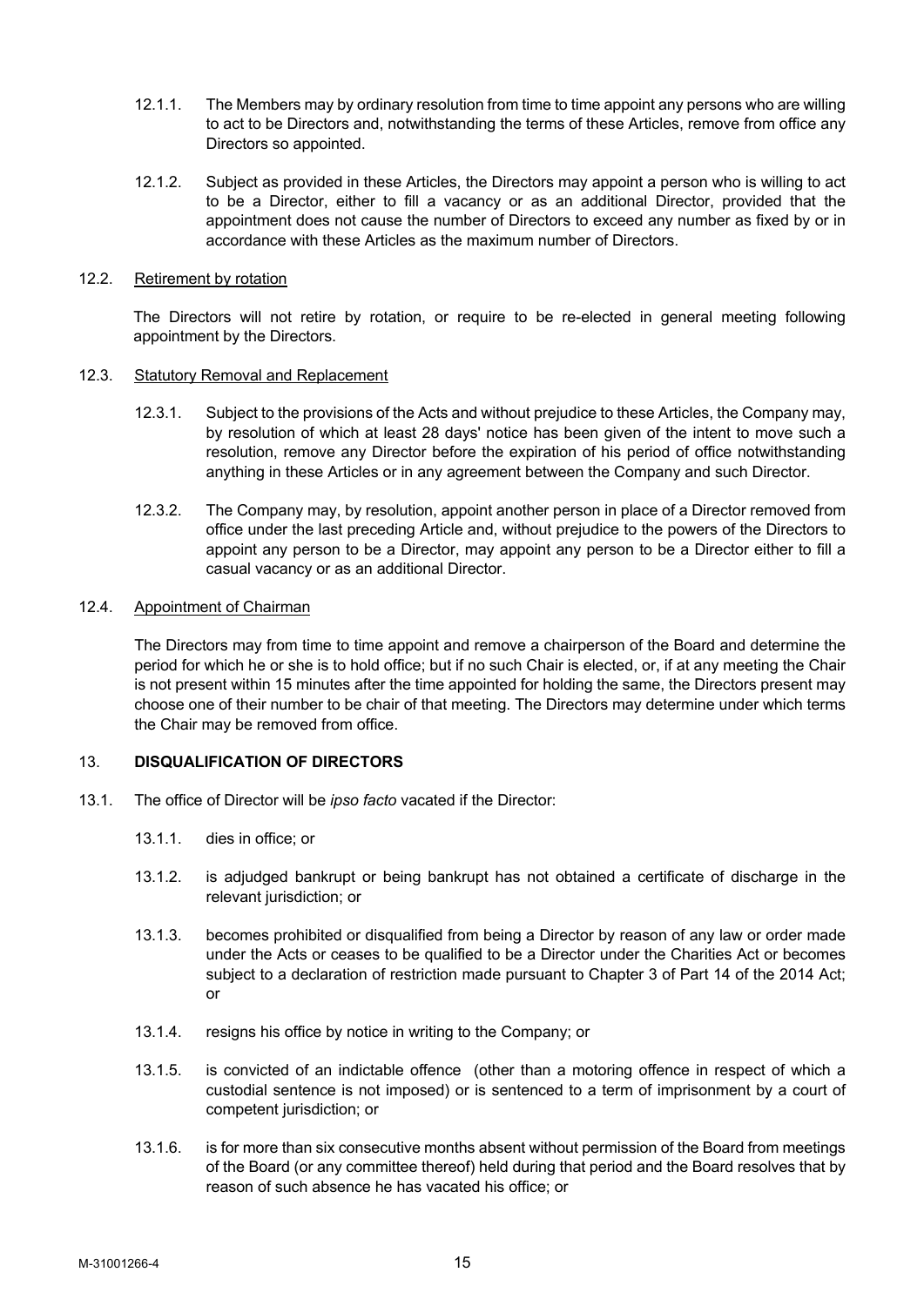12.1.1. The Members may by ordinary resolution from time to time appoint any persons who are willing to act to be Directors and, notwithstanding the terms of these Articles, remove from office any Directors so appointed.

12.1.2. Subject as provided in these Articles, the Directors may appoint a person who is willing to act to be a Director, either to fill a vacancy or as an additional Director, provided that the appointment does not cause the number of Directors to exceed any number as fixed by or in accordance with these Articles as the maximum number of Directors.

12.2. Retirement by rotation

The Directors will not retire by rotation, or require to be re-elected in general meeting following appointment by the Directors.

12.3. Statutory Removal and Replacement

12.3.1. Subject to the provisions of the Acts and without prejudice to these Articles, the Company may, by resolution of which at least 28 days' notice has been given of the intent to move such a resolution, remove any Director before the expiration of his period of office notwithstanding anything in these Articles or in any agreement between the Company and such Director.

12.3.2. The Company may, by resolution, appoint another person in place of a Director removed from office under the last preceding Article and, without prejudice to the powers of the Directors to appoint any person to be a Director, may appoint any person to be a Director either to fill a casual vacancy or as an additional Director.

12.4. Appointment of Chairman

The Directors may from time to time appoint and remove a chairperson of the Board and determine the period for which he or she is to hold office; but if no such Chair is elected, or, if at any meeting the Chair is not present within 15 minutes after the time appointed for holding the same, the Directors present may choose one of their number to be chair of that meeting. The Directors may determine under which terms the Chair may be removed from office.

## 13. DISQUALIFICATION OF DIRECTORS

13.1. The office of Director will be *ipso facto* vacated if the Director:

13.1.1. dies in office; or

13.1.2. is adjudged bankrupt or being bankrupt has not obtained a certificate of discharge in the relevant jurisdiction; or

13.1.3. becomes prohibited or disqualified from being a Director by reason of any law or order made under the Acts or ceases to be qualified to be a Director under the Charities Act or becomes subject to a declaration of restriction made pursuant to Chapter 3 of Part 14 of the 2014 Act; or

13.1.4. resigns his office by notice in writing to the Company; or

13.1.5. is convicted of an indictable offence (other than a motoring offence in respect of which a custodial sentence is not imposed) or is sentenced to a term of imprisonment by a court of competent jurisdiction; or

13.1.6. is for more than six consecutive months absent without permission of the Board from meetings of the Board (or any committee thereof) held during that period and the Board resolves that by reason of such absence he has vacated his office; or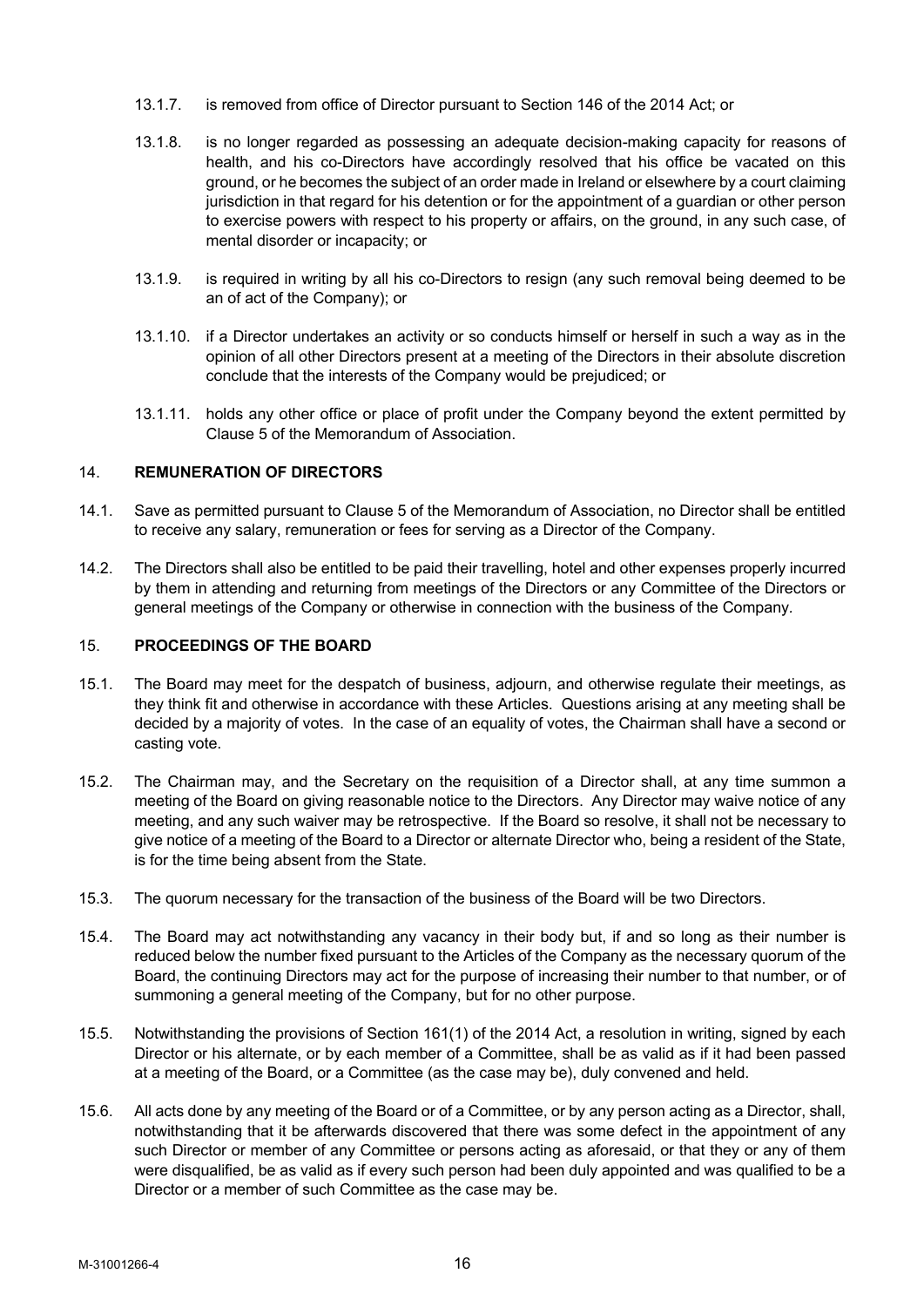13.1.7. is removed from office of Director pursuant to Section 146 of the 2014 Act; or

13.1.8. is no longer regarded as possessing an adequate decision-making capacity for reasons of health, and his co-Directors have accordingly resolved that his office be vacated on this ground, or he becomes the subject of an order made in Ireland or elsewhere by a court claiming jurisdiction in that regard for his detention or for the appointment of a guardian or other person to exercise powers with respect to his property or affairs, on the ground, in any such case, of mental disorder or incapacity; or

13.1.9. is required in writing by all his co-Directors to resign (any such removal being deemed to be an of act of the Company); or

13.1.10. if a Director undertakes an activity or so conducts himself or herself in such a way as in the opinion of all other Directors present at a meeting of the Directors in their absolute discretion conclude that the interests of the Company would be prejudiced; or

13.1.11. holds any other office or place of profit under the Company beyond the extent permitted by Clause 5 of the Memorandum of Association.

## 14. REMUNERATION OF DIRECTORS

14.1. Save as permitted pursuant to Clause 5 of the Memorandum of Association, no Director shall be entitled to receive any salary, remuneration or fees for serving as a Director of the Company.

14.2. The Directors shall also be entitled to be paid their travelling, hotel and other expenses properly incurred by them in attending and returning from meetings of the Directors or any Committee of the Directors or general meetings of the Company or otherwise in connection with the business of the Company.

## 15. PROCEEDINGS OF THE BOARD

15.1. The Board may meet for the despatch of business, adjourn, and otherwise regulate their meetings, as they think fit and otherwise in accordance with these Articles. Questions arising at any meeting shall be decided by a majority of votes. In the case of an equality of votes, the Chairman shall have a second or casting vote.

15.2. The Chairman may, and the Secretary on the requisition of a Director shall, at any time summon a meeting of the Board on giving reasonable notice to the Directors. Any Director may waive notice of any meeting, and any such waiver may be retrospective. If the Board so resolve, it shall not be necessary to give notice of a meeting of the Board to a Director or alternate Director who, being a resident of the State, is for the time being absent from the State.

15.3. The quorum necessary for the transaction of the business of the Board will be two Directors.

15.4. The Board may act notwithstanding any vacancy in their body but, if and so long as their number is reduced below the number fixed pursuant to the Articles of the Company as the necessary quorum of the Board, the continuing Directors may act for the purpose of increasing their number to that number, or of summoning a general meeting of the Company, but for no other purpose.

15.5. Notwithstanding the provisions of Section 161(1) of the 2014 Act, a resolution in writing, signed by each Director or his alternate, or by each member of a Committee, shall be as valid as if it had been passed at a meeting of the Board, or a Committee (as the case may be), duly convened and held.

15.6. All acts done by any meeting of the Board or of a Committee, or by any person acting as a Director, shall, notwithstanding that it be afterwards discovered that there was some defect in the appointment of any such Director or member of any Committee or persons acting as aforesaid, or that they or any of them were disqualified, be as valid as if every such person had been duly appointed and was qualified to be a Director or a member of such Committee as the case may be.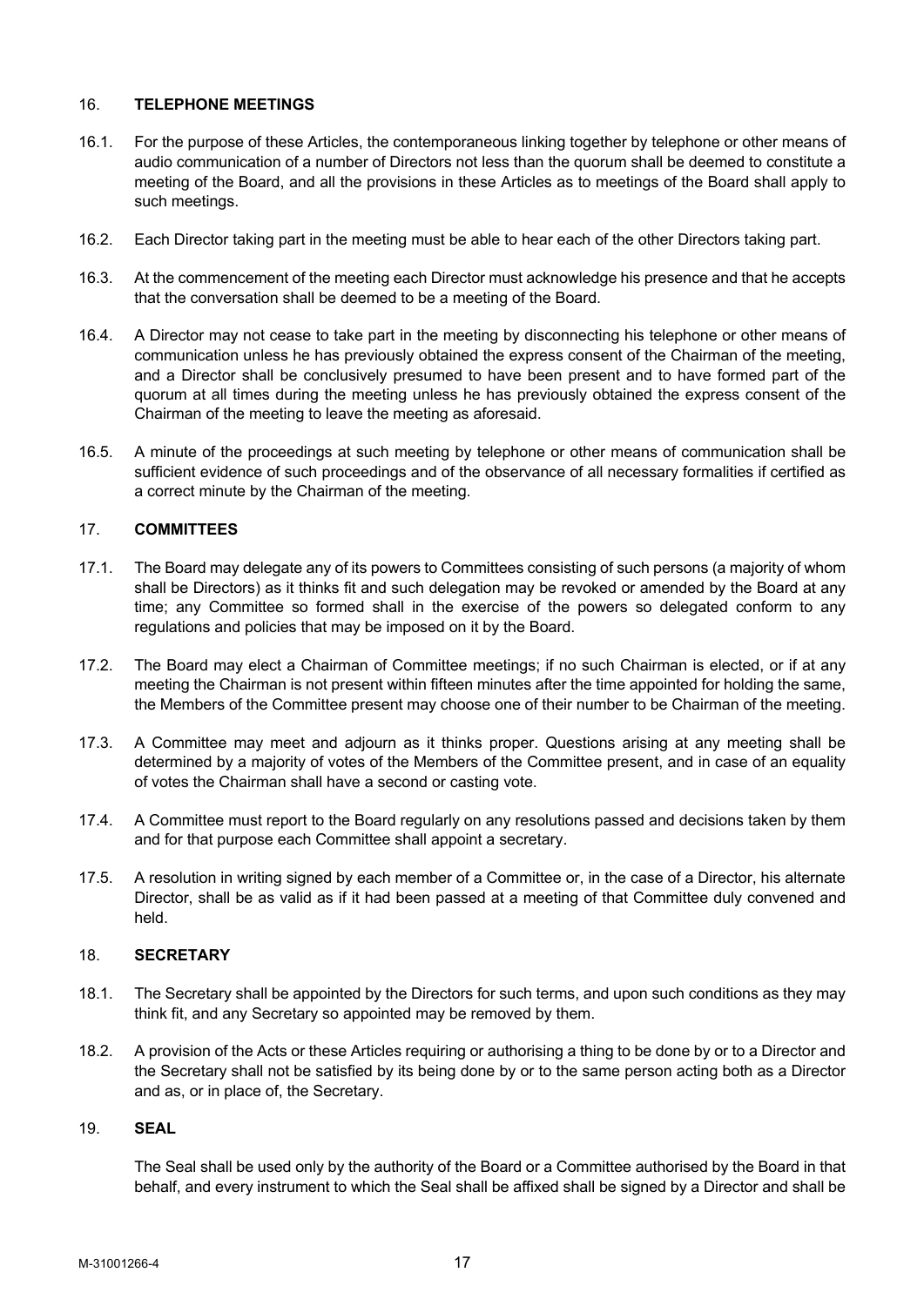## 16. TELEPHONE MEETINGS

16.1. For the purpose of these Articles, the contemporaneous linking together by telephone or other means of audio communication of a number of Directors not less than the quorum shall be deemed to constitute a meeting of the Board, and all the provisions in these Articles as to meetings of the Board shall apply to such meetings.

16.2. Each Director taking part in the meeting must be able to hear each of the other Directors taking part.

16.3. At the commencement of the meeting each Director must acknowledge his presence and that he accepts that the conversation shall be deemed to be a meeting of the Board.

16.4. A Director may not cease to take part in the meeting by disconnecting his telephone or other means of communication unless he has previously obtained the express consent of the Chairman of the meeting, and a Director shall be conclusively presumed to have been present and to have formed part of the quorum at all times during the meeting unless he has previously obtained the express consent of the Chairman of the meeting to leave the meeting as aforesaid.

16.5. A minute of the proceedings at such meeting by telephone or other means of communication shall be sufficient evidence of such proceedings and of the observance of all necessary formalities if certified as a correct minute by the Chairman of the meeting.

## 17. COMMITTEES

17.1. The Board may delegate any of its powers to Committees consisting of such persons (a majority of whom shall be Directors) as it thinks fit and such delegation may be revoked or amended by the Board at any time; any Committee so formed shall in the exercise of the powers so delegated conform to any regulations and policies that may be imposed on it by the Board.

17.2. The Board may elect a Chairman of Committee meetings; if no such Chairman is elected, or if at any meeting the Chairman is not present within fifteen minutes after the time appointed for holding the same, the Members of the Committee present may choose one of their number to be Chairman of the meeting.

17.3. A Committee may meet and adjourn as it thinks proper. Questions arising at any meeting shall be determined by a majority of votes of the Members of the Committee present, and in case of an equality of votes the Chairman shall have a second or casting vote.

17.4. A Committee must report to the Board regularly on any resolutions passed and decisions taken by them and for that purpose each Committee shall appoint a secretary.

17.5. A resolution in writing signed by each member of a Committee or, in the case of a Director, his alternate Director, shall be as valid as if it had been passed at a meeting of that Committee duly convened and held.

## 18. SECRETARY

18.1. The Secretary shall be appointed by the Directors for such terms, and upon such conditions as they may think fit, and any Secretary so appointed may be removed by them.

18.2. A provision of the Acts or these Articles requiring or authorising a thing to be done by or to a Director and the Secretary shall not be satisfied by its being done by or to the same person acting both as a Director and as, or in place of, the Secretary.

## 19. SEAL

The Seal shall be used only by the authority of the Board or a Committee authorised by the Board in that behalf, and every instrument to which the Seal shall be affixed shall be signed by a Director and shall be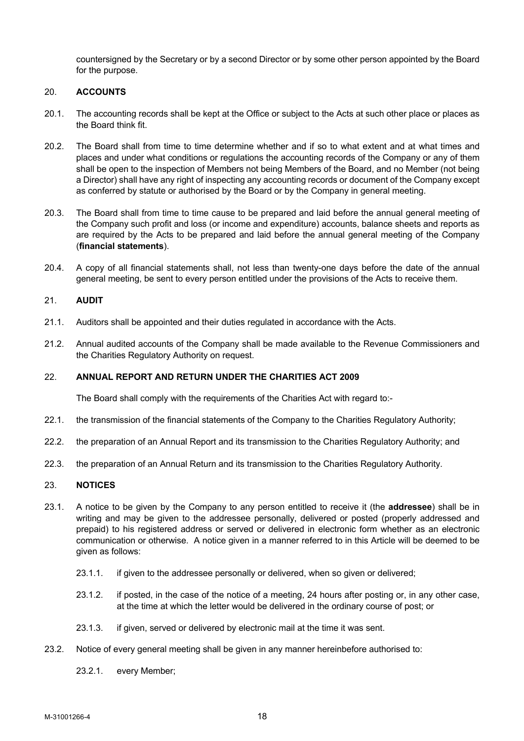countersigned by the Secretary or by a second Director or by some other person appointed by the Board for the purpose.

## 20. ACCOUNTS

20.1. The accounting records shall be kept at the Office or subject to the Acts at such other place or places as the Board think fit.

20.2. The Board shall from time to time determine whether and if so to what extent and at what times and places and under what conditions or regulations the accounting records of the Company or any of them shall be open to the inspection of Members not being Members of the Board, and no Member (not being a Director) shall have any right of inspecting any accounting records or document of the Company except as conferred by statute or authorised by the Board or by the Company in general meeting.

20.3. The Board shall from time to time cause to be prepared and laid before the annual general meeting of the Company such profit and loss (or income and expenditure) accounts, balance sheets and reports as are required by the Acts to be prepared and laid before the annual general meeting of the Company (**financial statements**).

20.4. A copy of all financial statements shall, not less than twenty-one days before the date of the annual general meeting, be sent to every person entitled under the provisions of the Acts to receive them.

## 21. AUDIT

21.1. Auditors shall be appointed and their duties regulated in accordance with the Acts.

21.2. Annual audited accounts of the Company shall be made available to the Revenue Commissioners and the Charities Regulatory Authority on request.

## 22. ANNUAL REPORT AND RETURN UNDER THE CHARITIES ACT 2009

The Board shall comply with the requirements of the Charities Act with regard to:-

22.1. the transmission of the financial statements of the Company to the Charities Regulatory Authority;

22.2. the preparation of an Annual Report and its transmission to the Charities Regulatory Authority; and

22.3. the preparation of an Annual Return and its transmission to the Charities Regulatory Authority.

## 23. NOTICES

23.1. A notice to be given by the Company to any person entitled to receive it (the **addressee**) shall be in writing and may be given to the addressee personally, delivered or posted (properly addressed and prepaid) to his registered address or served or delivered in electronic form whether as an electronic communication or otherwise. A notice given in a manner referred to in this Article will be deemed to be given as follows:

23.1.1. if given to the addressee personally or delivered, when so given or delivered;

23.1.2. if posted, in the case of the notice of a meeting, 24 hours after posting or, in any other case, at the time at which the letter would be delivered in the ordinary course of post; or

23.1.3. if given, served or delivered by electronic mail at the time it was sent.

23.2. Notice of every general meeting shall be given in any manner hereinbefore authorised to:

23.2.1. every Member;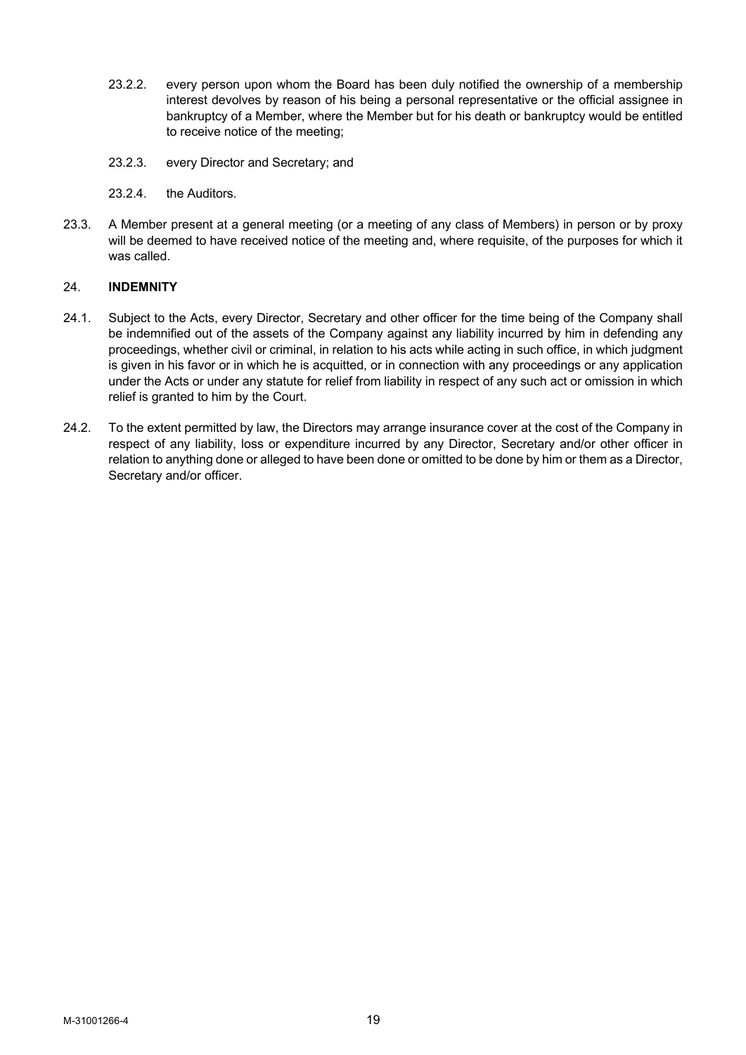23.2.2. every person upon whom the Board has been duly notified the ownership of a membership interest devolves by reason of his being a personal representative or the official assignee in bankruptcy of a Member, where the Member but for his death or bankruptcy would be entitled to receive notice of the meeting;

23.2.3. every Director and Secretary; and

23.2.4. the Auditors.

23.3. A Member present at a general meeting (or a meeting of any class of Members) in person or by proxy will be deemed to have received notice of the meeting and, where requisite, of the purposes for which it was called.

## 24. INDEMNITY

24.1. Subject to the Acts, every Director, Secretary and other officer for the time being of the Company shall be indemnified out of the assets of the Company against any liability incurred by him in defending any proceedings, whether civil or criminal, in relation to his acts while acting in such office, in which judgment is given in his favor or in which he is acquitted, or in connection with any proceedings or any application under the Acts or under any statute for relief from liability in respect of any such act or omission in which relief is granted to him by the Court.

24.2. To the extent permitted by law, the Directors may arrange insurance cover at the cost of the Company in respect of any liability, loss or expenditure incurred by any Director, Secretary and/or other officer in relation to anything done or alleged to have been done or omitted to be done by him or them as a Director, Secretary and/or officer.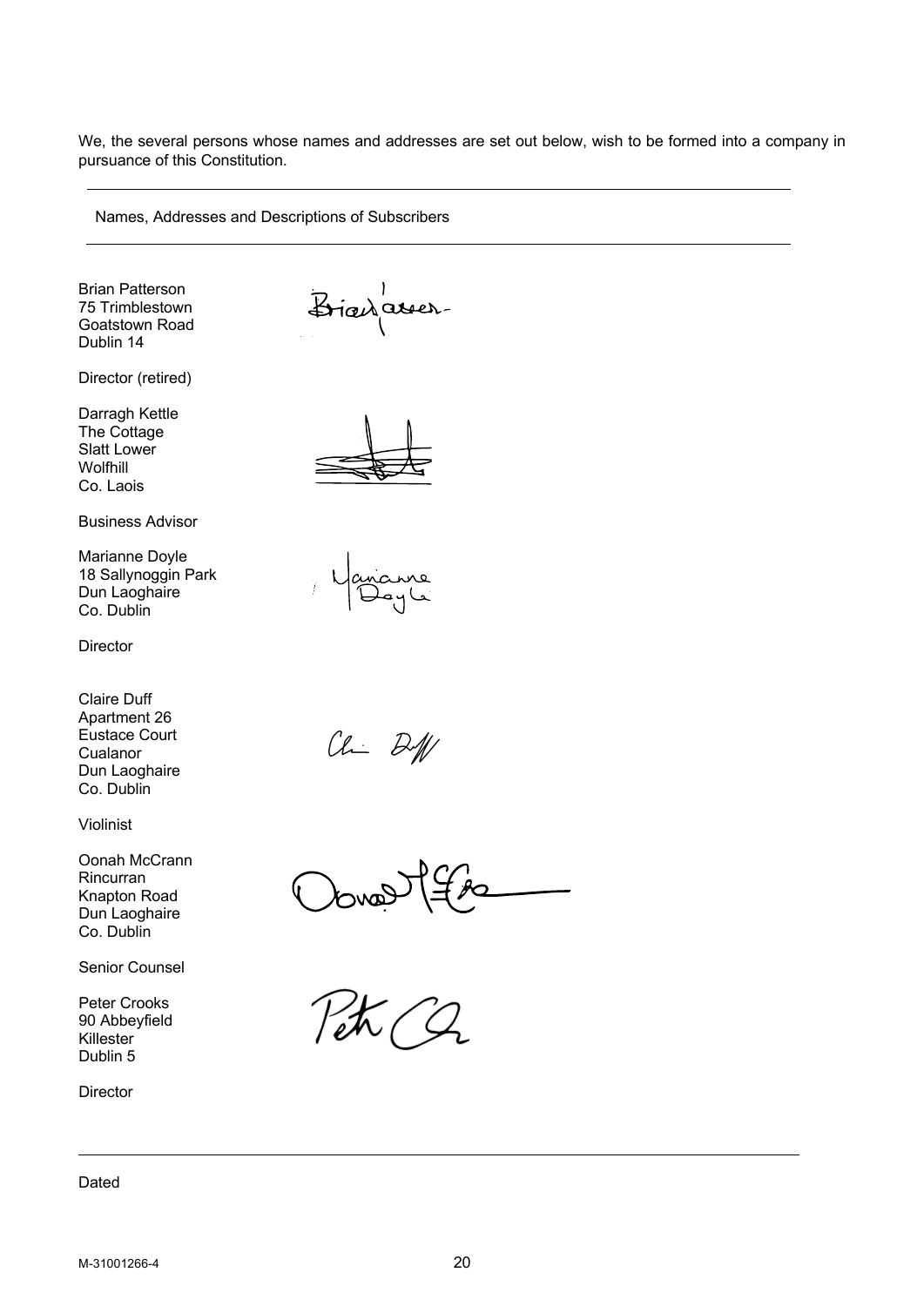We, the several persons whose names and addresses are set out below, wish to be formed into a company in pursuance of this Constitution.

---

Names, Addresses and Descriptions of Subscribers

---

Brian Patterson
75 Trimblestown
Goatstown Road
Dublin 14

Director (retired)

Darragh Kettle
The Cottage
Slatt Lower
Wolfhill
Co. Laois

Business Advisor

Marianne Doyle
18 Sallynoggin Park
Dun Laoghaire
Co. Dublin

Director

Claire Duff
Apartment 26
Eustace Court
Cualanor
Dun Laoghaire
Co. Dublin

Violinist

Oonah McCrann
Rincurran
Knapton Road
Dun Laoghaire
Co. Dublin

Senior Counsel

Peter Crooks
90 Abbeyfield
Killester
Dublin 5

Director

---

Dated

M-31001266-4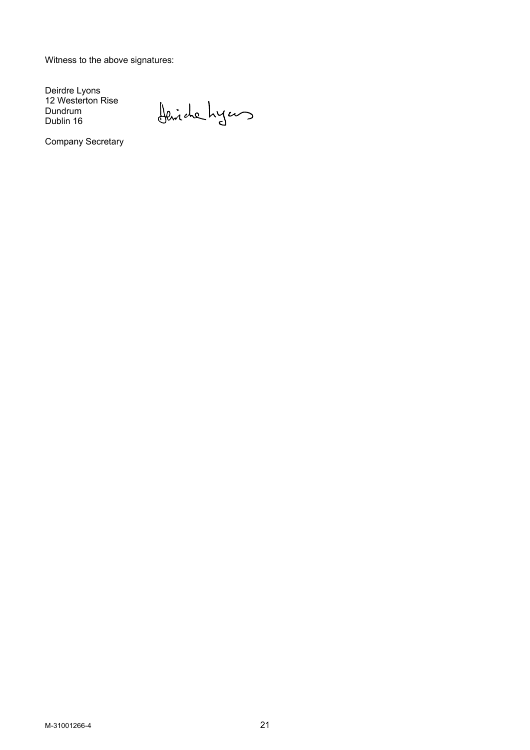Witness to the above signatures:

Deirdre Lyons
12 Westerton Rise
Dundrum
Dublin 16

Company Secretary

M-31001266-4